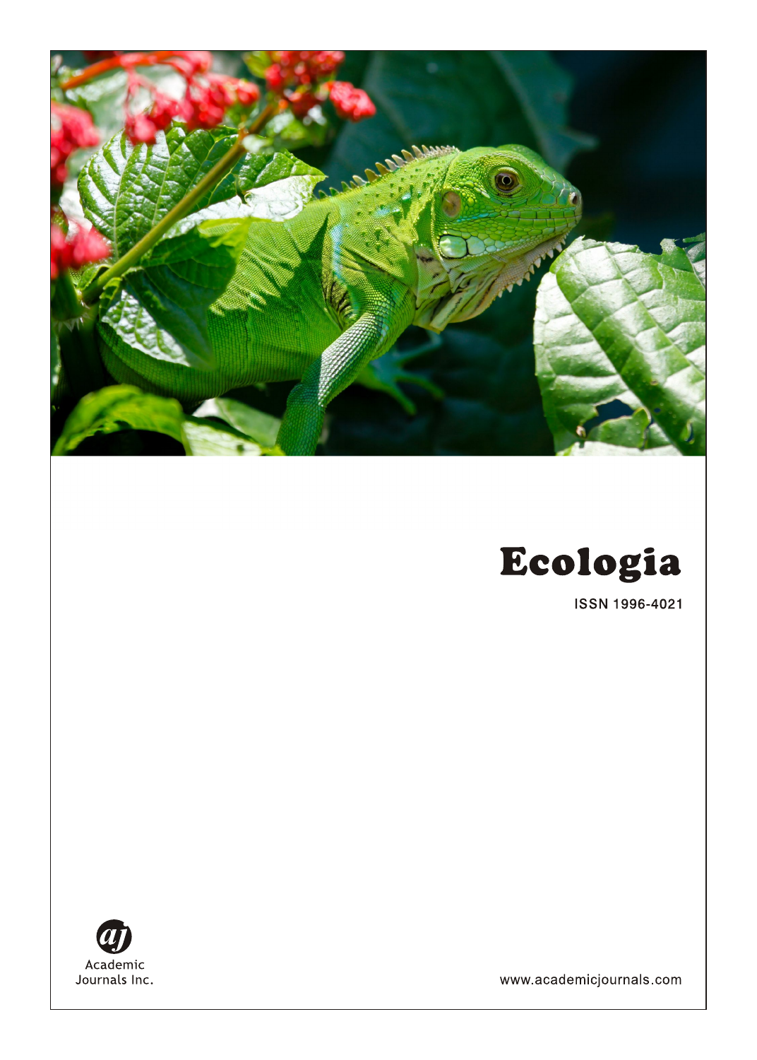# Ecologia

ISSN 1996-4021

Academic Journals Inc.

www.academicjournals.com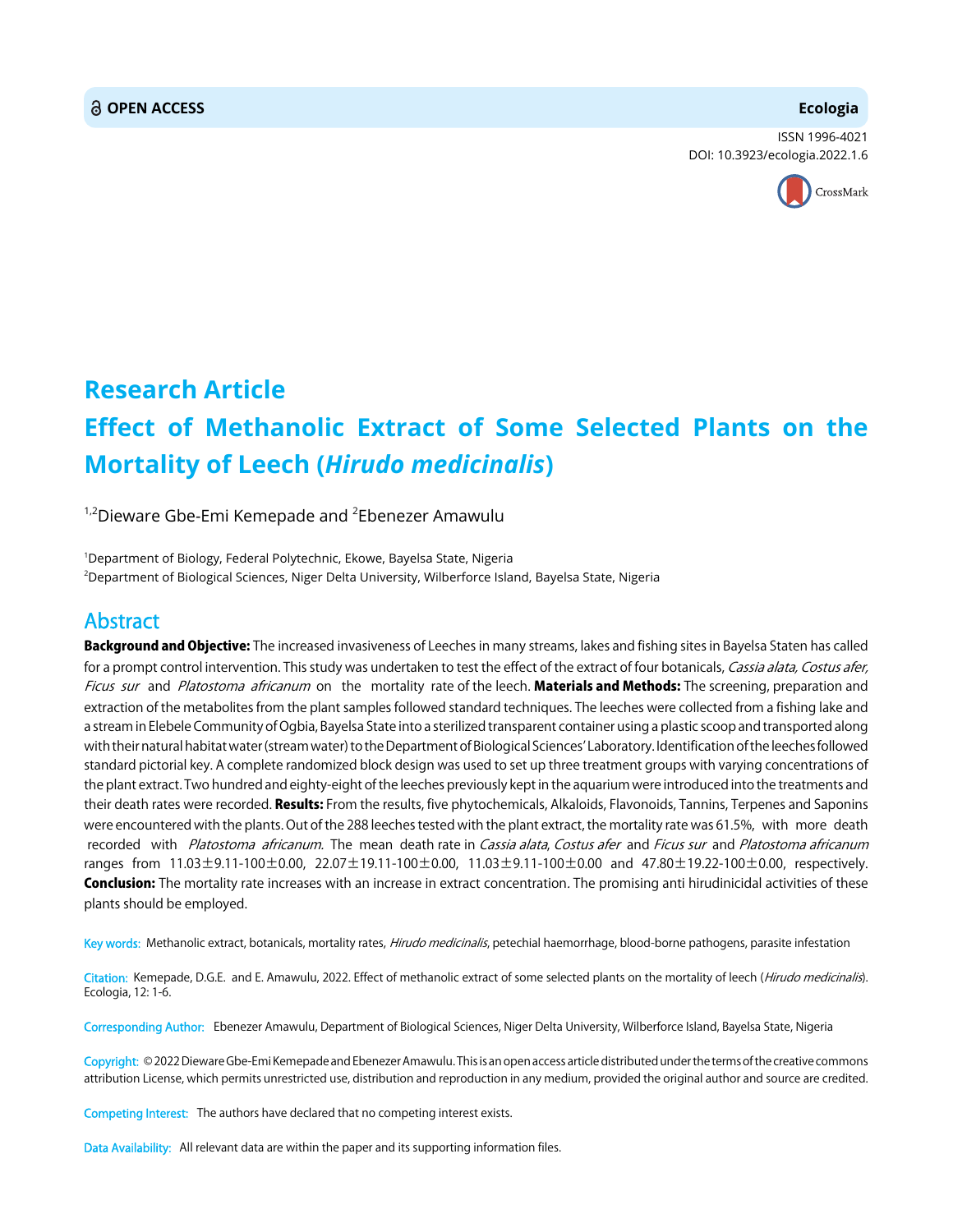# Research Article

# Effect of Methanolic Extract of Some Selected Plants on the Mortality of Leech (*Hirudo medicinalis*)

[1,2]Dieware Gbe-Emi Kemepade and [2]Ebenezer Amawulu

[1]Department of Biology, Federal Polytechnic, Ekowe, Bayelsa State, Nigeria
[2]Department of Biological Sciences, Niger Delta University, Wilberforce Island, Bayelsa State, Nigeria

## Abstract

**Background and Objective:** The increased invasiveness of Leeches in many streams, lakes and fishing sites in Bayelsa Staten has called for a prompt control intervention. This study was undertaken to test the effect of the extract of four botanicals, *Cassia alata, Costus afer, Ficus sur* and *Platostoma africanum* on the mortality rate of the leech. **Materials and Methods:** The screening, preparation and extraction of the metabolites from the plant samples followed standard techniques. The leeches were collected from a fishing lake and a stream in Elebele Community of Ogbia, Bayelsa State into a sterilized transparent container using a plastic scoop and transported along with their natural habitat water (stream water) to the Department of Biological Sciences' Laboratory. Identification of the leeches followed standard pictorial key. A complete randomized block design was used to set up three treatment groups with varying concentrations of the plant extract. Two hundred and eighty-eight of the leeches previously kept in the aquarium were introduced into the treatments and their death rates were recorded. **Results:** From the results, five phytochemicals, Alkaloids, Flavonoids, Tannins, Terpenes and Saponins were encountered with the plants. Out of the 288 leeches tested with the plant extract, the mortality rate was 61.5%, with more death recorded with *Platostoma africanum*. The mean death rate in *Cassia alata*, *Costus afer* and *Ficus sur* and *Platostoma africanum* ranges from 11.03±9.11-100±0.00, 22.07±19.11-100±0.00, 11.03±9.11-100±0.00 and 47.80±19.22-100±0.00, respectively. **Conclusion:** The mortality rate increases with an increase in extract concentration. The promising anti hirudinicidal activities of these plants should be employed.

**Key words:** Methanolic extract, botanicals, mortality rates, *Hirudo medicinalis*, petechial haemorrhage, blood-borne pathogens, parasite infestation

**Citation:** Kemepade, D.G.E. and E. Amawulu, 2022. Effect of methanolic extract of some selected plants on the mortality of leech (*Hirudo medicinalis*). Ecologia, 12: 1-6.

**Corresponding Author:** Ebenezer Amawulu, Department of Biological Sciences, Niger Delta University, Wilberforce Island, Bayelsa State, Nigeria

**Copyright:** © 2022 Dieware Gbe-Emi Kemepade and Ebenezer Amawulu. This is an open access article distributed under the terms of the creative commons attribution License, which permits unrestricted use, distribution and reproduction in any medium, provided the original author and source are credited.

**Competing Interest:** The authors have declared that no competing interest exists.

**Data Availability:** All relevant data are within the paper and its supporting information files.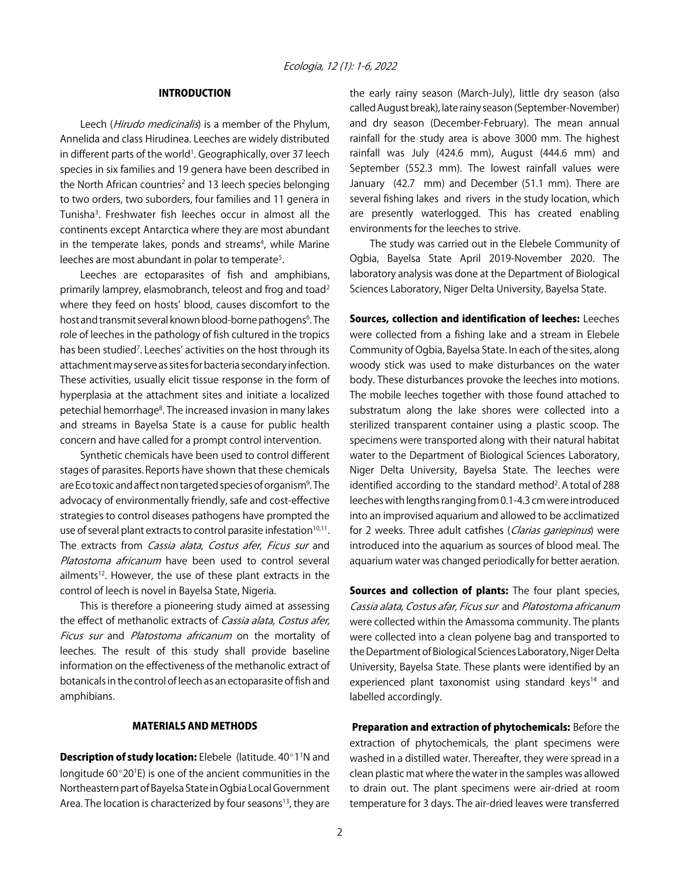## INTRODUCTION

Leech (*Hirudo medicinalis*) is a member of the Phylum, Annelida and class Hirudinea. Leeches are widely distributed in different parts of the world[1]. Geographically, over 37 leech species in six families and 19 genera have been described in the North African countries[2] and 13 leech species belonging to two orders, two suborders, four families and 11 genera in Tunisha[3]. Freshwater fish leeches occur in almost all the continents except Antarctica where they are most abundant in the temperate lakes, ponds and streams[4], while Marine leeches are most abundant in polar to temperate[5].

Leeches are ectoparasites of fish and amphibians, primarily lamprey, elasmobranch, teleost and frog and toad[2] where they feed on hosts' blood, causes discomfort to the host and transmit several known blood-borne pathogens[6]. The role of leeches in the pathology of fish cultured in the tropics has been studied[7]. Leeches' activities on the host through its attachment may serve as sites for bacteria secondary infection. These activities, usually elicit tissue response in the form of hyperplasia at the attachment sites and initiate a localized petechial hemorrhage[8]. The increased invasion in many lakes and streams in Bayelsa State is a cause for public health concern and have called for a prompt control intervention.

Synthetic chemicals have been used to control different stages of parasites. Reports have shown that these chemicals are Eco toxic and affect non targeted species of organism[9]. The advocacy of environmentally friendly, safe and cost-effective strategies to control diseases pathogens have prompted the use of several plant extracts to control parasite infestation[10,11]. The extracts from *Cassia alata*, *Costus afer*, *Ficus sur* and *Platostoma africanum* have been used to control several ailments[12]. However, the use of these plant extracts in the control of leech is novel in Bayelsa State, Nigeria.

This is therefore a pioneering study aimed at assessing the effect of methanolic extracts of *Cassia alata, Costus afer, Ficus sur* and *Platostoma africanum* on the mortality of leeches. The result of this study shall provide baseline information on the effectiveness of the methanolic extract of botanicals in the control of leech as an ectoparasite of fish and amphibians.

## MATERIALS AND METHODS

**Description of study location:** Elebele (latitude. 40°1[1]N and longitude 60°20[1]E) is one of the ancient communities in the Northeastern part of Bayelsa State in Ogbia Local Government Area. The location is characterized by four seasons[13], they are the early rainy season (March-July), little dry season (also called August break), late rainy season (September-November) and dry season (December-February). The mean annual rainfall for the study area is above 3000 mm. The highest rainfall was July (424.6 mm), August (444.6 mm) and September (552.3 mm). The lowest rainfall values were January (42.7 mm) and December (51.1 mm). There are several fishing lakes and rivers in the study location, which are presently waterlogged. This has created enabling environments for the leeches to strive.

The study was carried out in the Elebele Community of Ogbia, Bayelsa State April 2019-November 2020. The laboratory analysis was done at the Department of Biological Sciences Laboratory, Niger Delta University, Bayelsa State.

**Sources, collection and identification of leeches:** Leeches were collected from a fishing lake and a stream in Elebele Community of Ogbia, Bayelsa State. In each of the sites, along woody stick was used to make disturbances on the water body. These disturbances provoke the leeches into motions. The mobile leeches together with those found attached to substratum along the lake shores were collected into a sterilized transparent container using a plastic scoop. The specimens were transported along with their natural habitat water to the Department of Biological Sciences Laboratory, Niger Delta University, Bayelsa State. The leeches were identified according to the standard method[2]. A total of 288 leeches with lengths ranging from 0.1-4.3 cm were introduced into an improvised aquarium and allowed to be acclimatized for 2 weeks. Three adult catfishes (*Clarias gariepinus*) were introduced into the aquarium as sources of blood meal. The aquarium water was changed periodically for better aeration.

**Sources and collection of plants:** The four plant species, *Cassia alata, Costus afar, Ficus sur* and *Platostoma africanum* were collected within the Amassoma community. The plants were collected into a clean polyene bag and transported to the Department of Biological Sciences Laboratory, Niger Delta University, Bayelsa State. These plants were identified by an experienced plant taxonomist using standard keys[14] and labelled accordingly.

**Preparation and extraction of phytochemicals:** Before the extraction of phytochemicals, the plant specimens were washed in a distilled water. Thereafter, they were spread in a clean plastic mat where the water in the samples was allowed to drain out. The plant specimens were air-dried at room temperature for 3 days. The air-dried leaves were transferred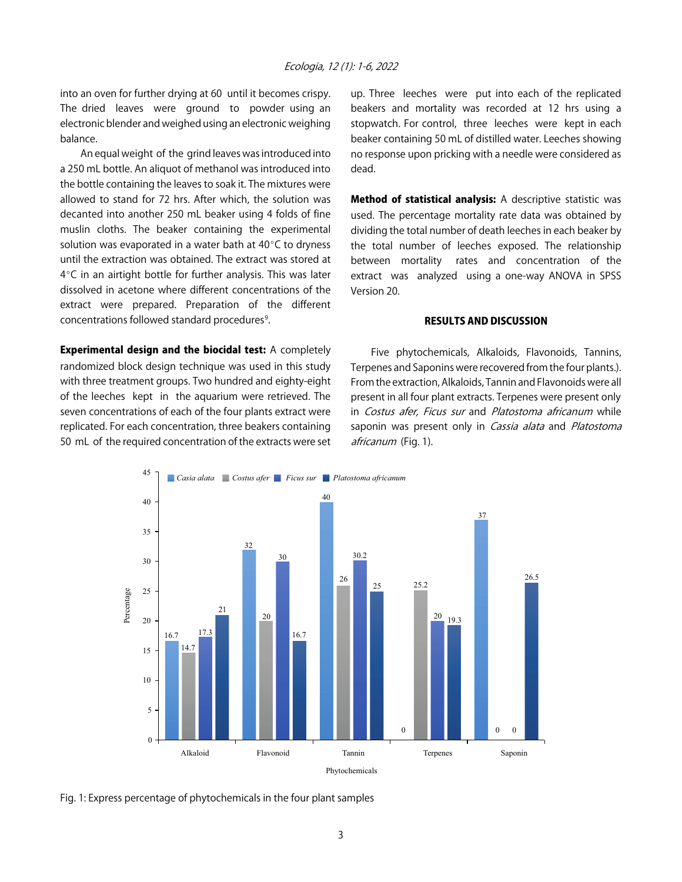into an oven for further drying at 60 until it becomes crispy. The dried leaves were ground to powder using an electronic blender and weighed using an electronic weighing balance.

An equal weight of the grind leaves was introduced into a 250 mL bottle. An aliquot of methanol was introduced into the bottle containing the leaves to soak it. The mixtures were allowed to stand for 72 hrs. After which, the solution was decanted into another 250 mL beaker using 4 folds of fine muslin cloths. The beaker containing the experimental solution was evaporated in a water bath at 40°C to dryness until the extraction was obtained. The extract was stored at 4°C in an airtight bottle for further analysis. This was later dissolved in acetone where different concentrations of the extract were prepared. Preparation of the different concentrations followed standard procedures[9].

**Experimental design and the biocidal test:** A completely randomized block design technique was used in this study with three treatment groups. Two hundred and eighty-eight of the leeches kept in the aquarium were retrieved. The seven concentrations of each of the four plants extract were replicated. For each concentration, three beakers containing 50 mL of the required concentration of the extracts were set up. Three leeches were put into each of the replicated beakers and mortality was recorded at 12 hrs using a stopwatch. For control, three leeches were kept in each beaker containing 50 mL of distilled water. Leeches showing no response upon pricking with a needle were considered as dead.

**Method of statistical analysis:** A descriptive statistic was used. The percentage mortality rate data was obtained by dividing the total number of death leeches in each beaker by the total number of leeches exposed. The relationship between mortality rates and concentration of the extract was analyzed using a one-way ANOVA in SPSS Version 20.

## RESULTS AND DISCUSSION

Five phytochemicals, Alkaloids, Flavonoids, Tannins, Terpenes and Saponins were recovered from the four plants.). From the extraction, Alkaloids, Tannin and Flavonoids were all present in all four plant extracts. Terpenes were present only in *Costus afer, Ficus sur* and *Platostoma africanum* while saponin was present only in *Cassia alata* and *Platostoma africanum* (Fig. 1).

Fig. 1: Express percentage of phytochemicals in the four plant samples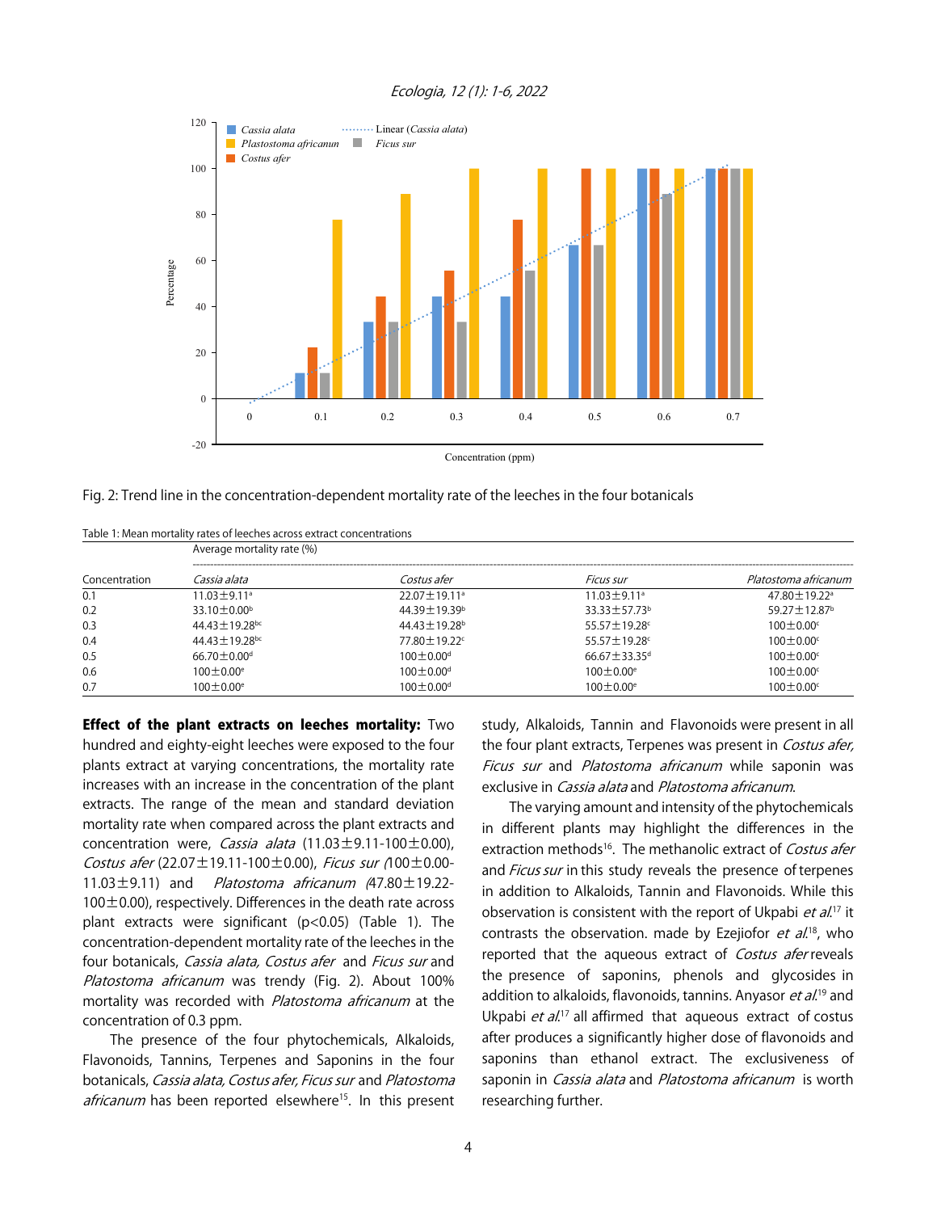Fig. 2: Trend line in the concentration-dependent mortality rate of the leeches in the four botanicals

Table 1: Mean mortality rates of leeches across extract concentrations

| Concentration | Average mortality rate (%) | | | |
|---|---|---|---|---|
| | *Cassia alata* | *Costus afer* | *Ficus sur* | *Platostoma africanum* |
| 0.1 | 11.03±9.11[a] | 22.07±19.11[a] | 11.03±9.11[a] | 47.80±19.22[a] |
| 0.2 | 33.10±0.00[b] | 44.39±19.39[b] | 33.33±57.73[b] | 59.27±12.87[b] |
| 0.3 | 44.43±19.28[bc] | 44.43±19.28[b] | 55.57±19.28[c] | 100±0.00[c] |
| 0.4 | 44.43±19.28[bc] | 77.80±19.22[c] | 55.57±19.28[c] | 100±0.00[c] |
| 0.5 | 66.70±0.00[d] | 100±0.00[d] | 66.67±33.35[d] | 100±0.00[c] |
| 0.6 | 100±0.00[e] | 100±0.00[d] | 100±0.00[e] | 100±0.00[c] |
| 0.7 | 100±0.00[e] | 100±0.00[d] | 100±0.00[e] | 100±0.00[c] |

**Effect of the plant extracts on leeches mortality:** Two hundred and eighty-eight leeches were exposed to the four plants extract at varying concentrations, the mortality rate increases with an increase in the concentration of the plant extracts. The range of the mean and standard deviation mortality rate when compared across the plant extracts and concentration were, *Cassia alata* (11.03±9.11-100±0.00), *Costus afer* (22.07±19.11-100±0.00), *Ficus sur* (100±0.00-11.03±9.11) and *Platostoma africanum* (47.80±19.22-100±0.00), respectively. Differences in the death rate across plant extracts were significant ($p<0.05$) (Table 1). The concentration-dependent mortality rate of the leeches in the four botanicals, *Cassia alata, Costus afer* and *Ficus sur* and *Platostoma africanum* was trendy (Fig. 2). About 100% mortality was recorded with *Platostoma africanum* at the concentration of 0.3 ppm.

The presence of the four phytochemicals, Alkaloids, Flavonoids, Tannins, Terpenes and Saponins in the four botanicals, *Cassia alata, Costus afer, Ficus sur* and *Platostoma africanum* has been reported elsewhere[15]. In this present study, Alkaloids, Tannin and Flavonoids were present in all the four plant extracts, Terpenes was present in *Costus afer, Ficus sur* and *Platostoma africanum* while saponin was exclusive in *Cassia alata* and *Platostoma africanum*.

The varying amount and intensity of the phytochemicals in different plants may highlight the differences in the extraction methods[16]. The methanolic extract of *Costus afer* and *Ficus sur* in this study reveals the presence of terpenes in addition to Alkaloids, Tannin and Flavonoids. While this observation is consistent with the report of Ukpabi *et al.*[17] it contrasts the observation. made by Ezejiofor *et al.*[18], who reported that the aqueous extract of *Costus afer* reveals the presence of saponins, phenols and glycosides in addition to alkaloids, flavonoids, tannins. Anyasor *et al.*[19] and Ukpabi *et al.*[17] all affirmed that aqueous extract of costus after produces a significantly higher dose of flavonoids and saponins than ethanol extract. The exclusiveness of saponin in *Cassia alata* and *Platostoma africanum* is worth researching further.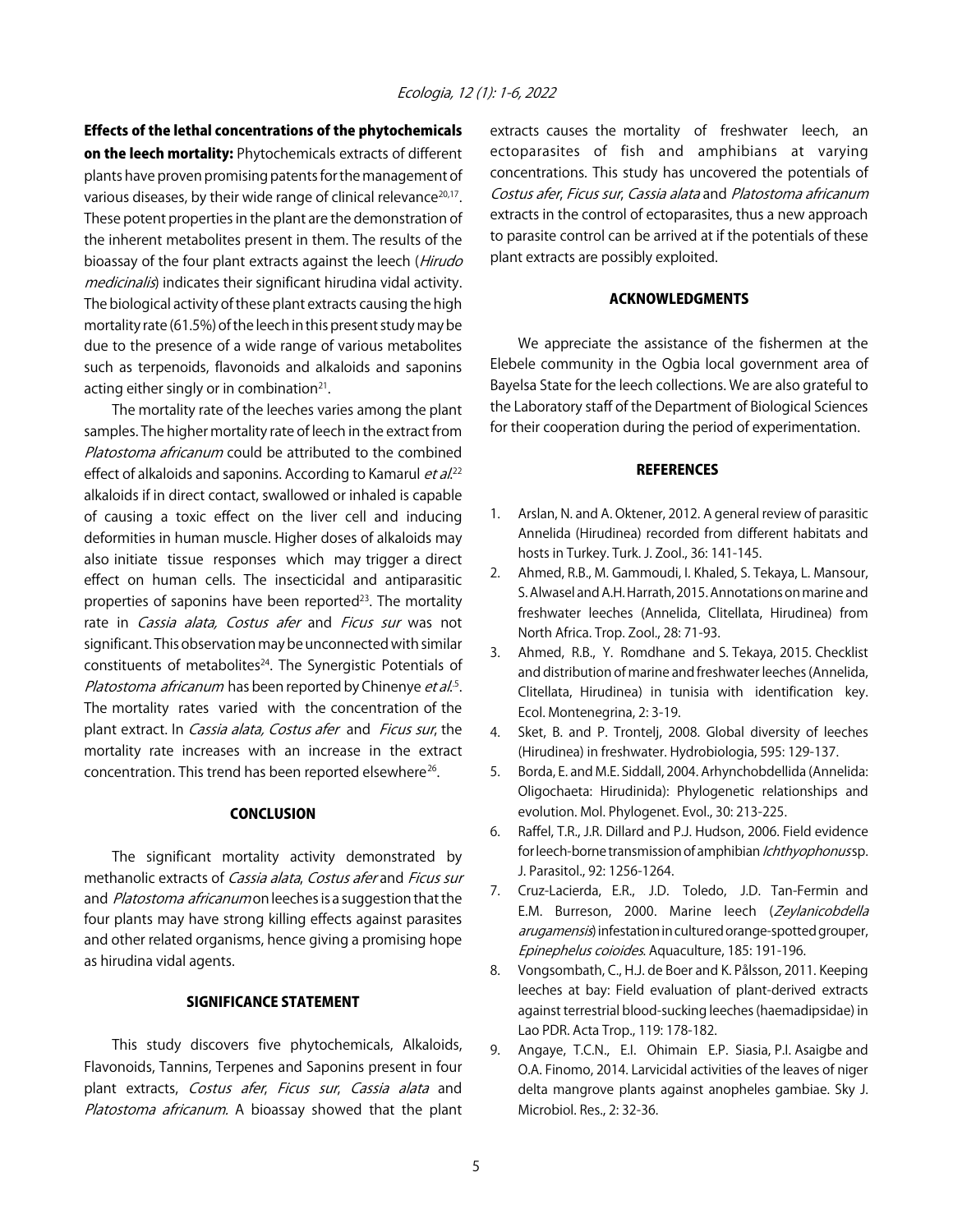**Effects of the lethal concentrations of the phytochemicals on the leech mortality:** Phytochemicals extracts of different plants have proven promising patents for the management of various diseases, by their wide range of clinical relevance[20,17]. These potent properties in the plant are the demonstration of the inherent metabolites present in them. The results of the bioassay of the four plant extracts against the leech (*Hirudo medicinalis*) indicates their significant hirudina vidal activity. The biological activity of these plant extracts causing the high mortality rate (61.5%) of the leech in this present study may be due to the presence of a wide range of various metabolites such as terpenoids, flavonoids and alkaloids and saponins acting either singly or in combination[21].

The mortality rate of the leeches varies among the plant samples. The higher mortality rate of leech in the extract from *Platostoma africanum* could be attributed to the combined effect of alkaloids and saponins. According to Kamarul *et al.*[22] alkaloids if in direct contact, swallowed or inhaled is capable of causing a toxic effect on the liver cell and inducing deformities in human muscle. Higher doses of alkaloids may also initiate tissue responses which may trigger a direct effect on human cells. The insecticidal and antiparasitic properties of saponins have been reported[23]. The mortality rate in *Cassia alata, Costus afer* and *Ficus sur* was not significant. This observation may be unconnected with similar constituents of metabolites[24]. The Synergistic Potentials of *Platostoma africanum* has been reported by Chinenye *et al.*[5]. The mortality rates varied with the concentration of the plant extract. In *Cassia alata, Costus afer* and *Ficus sur*, the mortality rate increases with an increase in the extract concentration. This trend has been reported elsewhere[26].

## CONCLUSION

The significant mortality activity demonstrated by methanolic extracts of *Cassia alata*, *Costus afer* and *Ficus sur* and *Platostoma africanum* on leeches is a suggestion that the four plants may have strong killing effects against parasites and other related organisms, hence giving a promising hope as hirudina vidal agents.

## SIGNIFICANCE STATEMENT

This study discovers five phytochemicals, Alkaloids, Flavonoids, Tannins, Terpenes and Saponins present in four plant extracts, *Costus afer*, *Ficus sur*, *Cassia alata* and *Platostoma africanum*. A bioassay showed that the plant extracts causes the mortality of freshwater leech, an ectoparasites of fish and amphibians at varying concentrations. This study has uncovered the potentials of *Costus afer*, *Ficus sur*, *Cassia alata* and *Platostoma africanum* extracts in the control of ectoparasites, thus a new approach to parasite control can be arrived at if the potentials of these plant extracts are possibly exploited.

## ACKNOWLEDGMENTS

We appreciate the assistance of the fishermen at the Elebele community in the Ogbia local government area of Bayelsa State for the leech collections. We are also grateful to the Laboratory staff of the Department of Biological Sciences for their cooperation during the period of experimentation.

## REFERENCES

1. Arslan, N. and A. Oktener, 2012. A general review of parasitic Annelida (Hirudinea) recorded from different habitats and hosts in Turkey. Turk. J. Zool., 36: 141-145.
2. Ahmed, R.B., M. Gammoudi, I. Khaled, S. Tekaya, L. Mansour, S. Alwasel and A.H. Harrath, 2015. Annotations on marine and freshwater leeches (Annelida, Clitellata, Hirudinea) from North Africa. Trop. Zool., 28: 71-93.
3. Ahmed, R.B., Y. Romdhane and S. Tekaya, 2015. Checklist and distribution of marine and freshwater leeches (Annelida, Clitellata, Hirudinea) in tunisia with identification key. Ecol. Montenegrina, 2: 3-19.
4. Sket, B. and P. Trontelj, 2008. Global diversity of leeches (Hirudinea) in freshwater. Hydrobiologia, 595: 129-137.
5. Borda, E. and M.E. Siddall, 2004. Arhynchobdellida (Annelida: Oligochaeta: Hirudinida): Phylogenetic relationships and evolution. Mol. Phylogenet. Evol., 30: 213-225.
6. Raffel, T.R., J.R. Dillard and P.J. Hudson, 2006. Field evidence for leech-borne transmission of amphibian *Ichthyophonus* sp. J. Parasitol., 92: 1256-1264.
7. Cruz-Lacierda, E.R., J.D. Toledo, J.D. Tan-Fermin and E.M. Burreson, 2000. Marine leech (*Zeylanicobdella arugamensis*) infestation in cultured orange-spotted grouper, *Epinephelus coioides*. Aquaculture, 185: 191-196.
8. Vongsombath, C., H.J. de Boer and K. Pålsson, 2011. Keeping leeches at bay: Field evaluation of plant-derived extracts against terrestrial blood-sucking leeches (haemadipsidae) in Lao PDR. Acta Trop., 119: 178-182.
9. Angaye, T.C.N., E.I. Ohimain E.P. Siasia, P.I. Asaigbe and O.A. Finomo, 2014. Larvicidal activities of the leaves of niger delta mangrove plants against anopheles gambiae. Sky J. Microbiol. Res., 2: 32-36.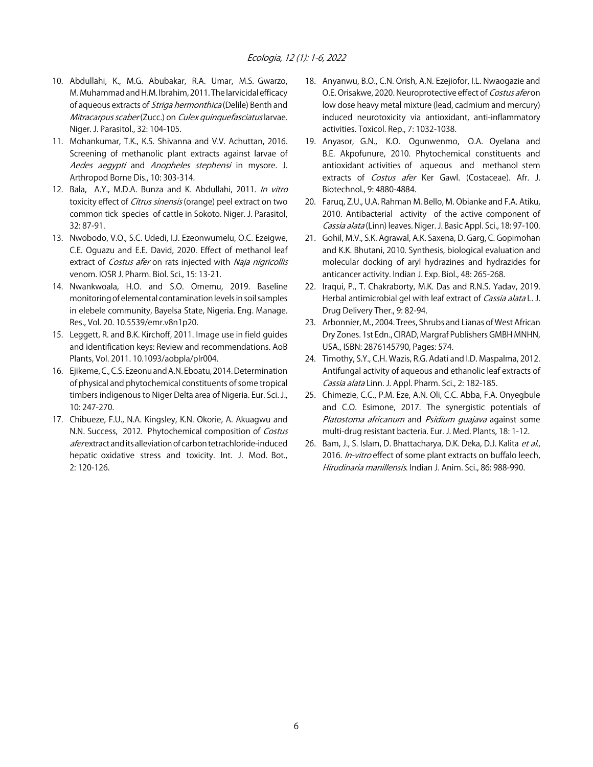10. Abdullahi, K., M.G. Abubakar, R.A. Umar, M.S. Gwarzo, M. Muhammad and H.M. Ibrahim, 2011. The larvicidal efficacy of aqueous extracts of *Striga hermonthica* (Delile) Benth and *Mitracarpus scaber* (Zucc.) on *Culex quinquefasciatus* larvae. Niger. J. Parasitol., 32: 104-105.
11. Mohankumar, T.K., K.S. Shivanna and V.V. Achuttan, 2016. Screening of methanolic plant extracts against larvae of *Aedes aegypti* and *Anopheles stephensi* in mysore. J. Arthropod Borne Dis., 10: 303-314.
12. Bala, A.Y., M.D.A. Bunza and K. Abdullahi, 2011. *In vitro* toxicity effect of *Citrus sinensis* (orange) peel extract on two common tick species of cattle in Sokoto. Niger. J. Parasitol, 32: 87-91.
13. Nwobodo, V.O., S.C. Udedi, I.J. Ezeonwumelu, O.C. Ezeigwe, C.E. Oguazu and E.E. David, 2020. Effect of methanol leaf extract of *Costus afer* on rats injected with *Naja nigricollis* venom. IOSR J. Pharm. Biol. Sci., 15: 13-21.
14. Nwankwoala, H.O. and S.O. Omemu, 2019. Baseline monitoring of elemental contamination levels in soil samples in elebele community, Bayelsa State, Nigeria. Eng. Manage. Res., Vol. 20. 10.5539/emr.v8n1p20.
15. Leggett, R. and B.K. Kirchoff, 2011. Image use in field guides and identification keys: Review and recommendations. AoB Plants, Vol. 2011. 10.1093/aobpla/plr004.
16. Ejikeme, C., C.S. Ezeonu and A.N. Eboatu, 2014. Determination of physical and phytochemical constituents of some tropical timbers indigenous to Niger Delta area of Nigeria. Eur. Sci. J., 10: 247-270.
17. Chibueze, F.U., N.A. Kingsley, K.N. Okorie, A. Akuagwu and N.N. Success, 2012. Phytochemical composition of *Costus afer* extract and its alleviation of carbon tetrachloride-induced hepatic oxidative stress and toxicity. Int. J. Mod. Bot., 2: 120-126.
18. Anyanwu, B.O., C.N. Orish, A.N. Ezejiofor, I.L. Nwaogazie and O.E. Orisakwe, 2020. Neuroprotective effect of *Costus afer* on low dose heavy metal mixture (lead, cadmium and mercury) induced neurotoxicity via antioxidant, anti-inflammatory activities. Toxicol. Rep., 7: 1032-1038.
19. Anyasor, G.N., K.O. Ogunwenmo, O.A. Oyelana and B.E. Akpofunure, 2010. Phytochemical constituents and antioxidant activities of aqueous and methanol stem extracts of *Costus afer* Ker Gawl. (Costaceae). Afr. J. Biotechnol., 9: 4880-4884.
20. Faruq, Z.U., U.A. Rahman M. Bello, M. Obianke and F.A. Atiku, 2010. Antibacterial activity of the active component of *Cassia alata* (Linn) leaves. Niger. J. Basic Appl. Sci., 18: 97-100.
21. Gohil, M.V., S.K. Agrawal, A.K. Saxena, D. Garg, C. Gopimohan and K.K. Bhutani, 2010. Synthesis, biological evaluation and molecular docking of aryl hydrazines and hydrazides for anticancer activity. Indian J. Exp. Biol., 48: 265-268.
22. Iraqui, P., T. Chakraborty, M.K. Das and R.N.S. Yadav, 2019. Herbal antimicrobial gel with leaf extract of *Cassia alata* L. J. Drug Delivery Ther., 9: 82-94.
23. Arbonnier, M., 2004. Trees, Shrubs and Lianas of West African Dry Zones. 1st Edn., CIRAD, Margraf Publishers GMBH MNHN, USA., ISBN: 2876145790, Pages: 574.
24. Timothy, S.Y., C.H. Wazis, R.G. Adati and I.D. Maspalma, 2012. Antifungal activity of aqueous and ethanolic leaf extracts of *Cassia alata* Linn. J. Appl. Pharm. Sci., 2: 182-185.
25. Chimezie, C.C., P.M. Eze, A.N. Oli, C.C. Abba, F.A. Onyegbule and C.O. Esimone, 2017. The synergistic potentials of *Platostoma africanum* and *Psidium guajava* against some multi-drug resistant bacteria. Eur. J. Med. Plants, 18: 1-12.
26. Bam, J., S. Islam, D. Bhattacharya, D.K. Deka, D.J. Kalita *et al*., 2016. *In-vitro* effect of some plant extracts on buffalo leech, *Hirudinaria manillensis*. Indian J. Anim. Sci., 86: 988-990.